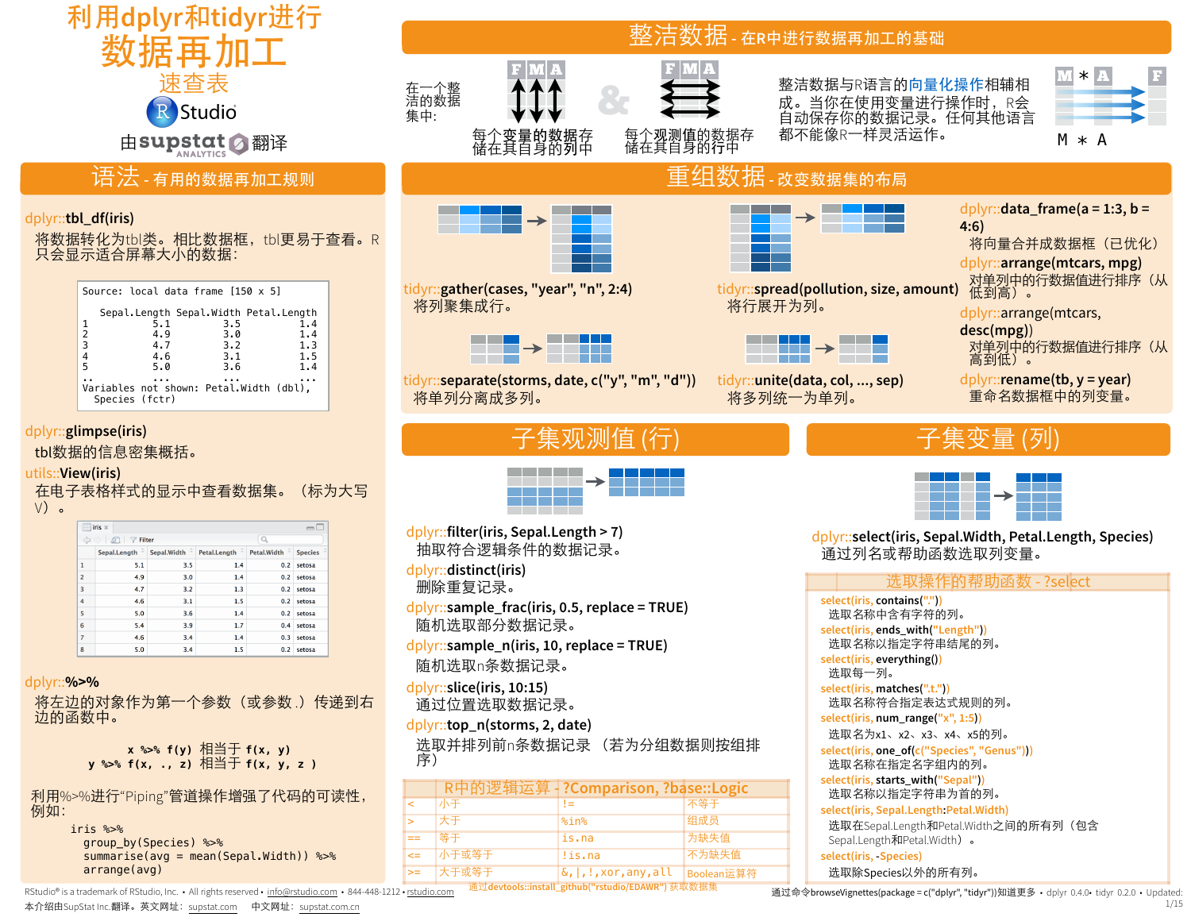# 利用dplyr和tidyr进行数据再加工

## 速查表

RStudio

由supstat翻译

## 整洁数据 - 在R中进行数据再加工的基础

在一个整洁的数据集中:

每个变量的数据存储在其自身的列中

&

每个观测值的数据存储在其自身的行中

整洁数据与R语言的向量化操作相辅相成。当你在使用变量进行操作时，R会自动保存你的数据记录。任何其他语言都不能像R一样灵活运作。

M * A

## 语法 - 有用的数据再加工规则

dplyr::**tbl_df(iris)**

将数据转化为tbl类。相比数据框，tbl更易于查看。R只会显示适合屏幕大小的数据：

```
Source: local data frame [150 x 5]

  Sepal.Length Sepal.Width Petal.Length
1          5.1         3.5          1.4
2          4.9         3.0          1.4
3          4.7         3.2          1.3
4          4.6         3.1          1.5
5          5.0         3.6          1.4
..         ...         ...          ...
Variables not shown: Petal.Width (dbl),
  Species (fctr)
```

dplyr::**glimpse(iris)**

tbl数据的信息密集概括。

utils::**View(iris)**

在电子表格样式的显示中查看数据集。（标为大写V）。

| | Sepal.Length | Sepal.Width | Petal.Length | Petal.Width | Species |
|---|---|---|---|---|---|
| 1 | 5.1 | 3.5 | 1.4 | 0.2 | setosa |
| 2 | 4.9 | 3.0 | 1.4 | 0.2 | setosa |
| 3 | 4.7 | 3.2 | 1.3 | 0.2 | setosa |
| 4 | 4.6 | 3.1 | 1.5 | 0.2 | setosa |
| 5 | 5.0 | 3.6 | 1.4 | 0.2 | setosa |
| 6 | 5.4 | 3.9 | 1.7 | 0.4 | setosa |
| 7 | 4.6 | 3.4 | 1.4 | 0.3 | setosa |
| 8 | 5.0 | 3.4 | 1.5 | 0.2 | setosa |

dplyr::**%>%**

将左边的对象作为第一个参数（或参数.）传递到右边的函数中。

```
x %>% f(y) 相当于 f(x, y)
y %>% f(x, ., z) 相当于 f(x, y, z )
```

利用%>%进行“Piping”管道操作增强了代码的可读性，例如：

```
iris %>%
  group_by(Species) %>%
  summarise(avg = mean(Sepal.Width)) %>%
  arrange(avg)
```

## 重组数据 - 改变数据集的布局

tidyr::**gather(cases, "year", "n", 2:4)**
将列聚集成行。

tidyr::**spread(pollution, size, amount)**
将行展开为列。

tidyr::**separate(storms, date, c("y", "m", "d"))**
将单列分离成多列。

tidyr::**unite(data, col, ..., sep)**
将多列统一为单列。

dplyr::**data_frame(a = 1:3, b = 4:6)**
将向量合并成数据框（已优化）。

dplyr::**arrange(mtcars, mpg)**
对单列中的行数据值进行排序（从低到高）。

dplyr::**arrange(mtcars, desc(mpg))**
对单列中的行数据值进行排序（从高到低）。

dplyr::**rename(tb, y = year)**
重命名数据框中的列变量。

## 子集观测值 (行)

dplyr::**filter(iris, Sepal.Length > 7)**
抽取符合逻辑条件的数据记录。

dplyr::**distinct(iris)**
删除重复记录。

dplyr::**sample_frac(iris, 0.5, replace = TRUE)**
随机选取部分数据记录。

dplyr::**sample_n(iris, 10, replace = TRUE)**
随机选取n条数据记录。

dplyr::**slice(iris, 10:15)**
通过位置选取数据记录。

dplyr::**top_n(storms, 2, date)**
选取并排列前n条数据记录（若为分组数据则按组排序）

### R中的逻辑运算 - ?Comparison, ?base::Logic

| | | | |
|---|---|---|---|
| < | 小于 | != | 不等于 |
| > | 大于 | %in% | 组成员 |
| == | 等于 | is.na | 为缺失值 |
| <= | 小于或等于 | !is.na | 不为缺失值 |
| >= | 大于或等于 | &,\|,!,xor,any,all | Boolean运算符 |

## 子集变量 (列)

dplyr::**select(iris, Sepal.Width, Petal.Length, Species)**
通过列名或帮助函数选取列变量。

### 选取操作的帮助函数 - ?select

select(iris, **contains(".")**)
选取名称中含有字符的列。

select(iris, **ends_with("Length")**)
选取名称以指定字符串结尾的列。

select(iris, **everything()**)
选取每一列。

select(iris, **matches(".t.")**)
选取名称符合指定表达式规则的列。

select(iris, **num_range("x", 1:5)**)
选取名为x1、x2、x3、x4、x5的列。

select(iris, **one_of(c("Species", "Genus"))**)
选取名称在指定名字组内的列。

select(iris, **starts_with("Sepal")**)
选取名称以指定字符串为首的列。

select(iris, **Sepal.Length:Petal.Width**)
选取在Sepal.Length和Petal.Width之间的所有列（包含Sepal.Length和Petal.Width）。

select(iris, **-Species**)
选取除Species以外的所有列。

通过devtools::install_github("rstudio/EDAWR") 获取数据集

通过命令browseVignettes(package = c("dplyr", "tidyr"))知道更多 • dplyr 0.4.0• tidyr 0.2.0 • Updated: 1/15

RStudio® is a trademark of RStudio, Inc. • All rights reserved • info@rstudio.com • 844-448-1212 • rstudio.com

本介绍由SupStat Inc.翻译。英文网址：supstat.com 中文网址：supstat.com.cn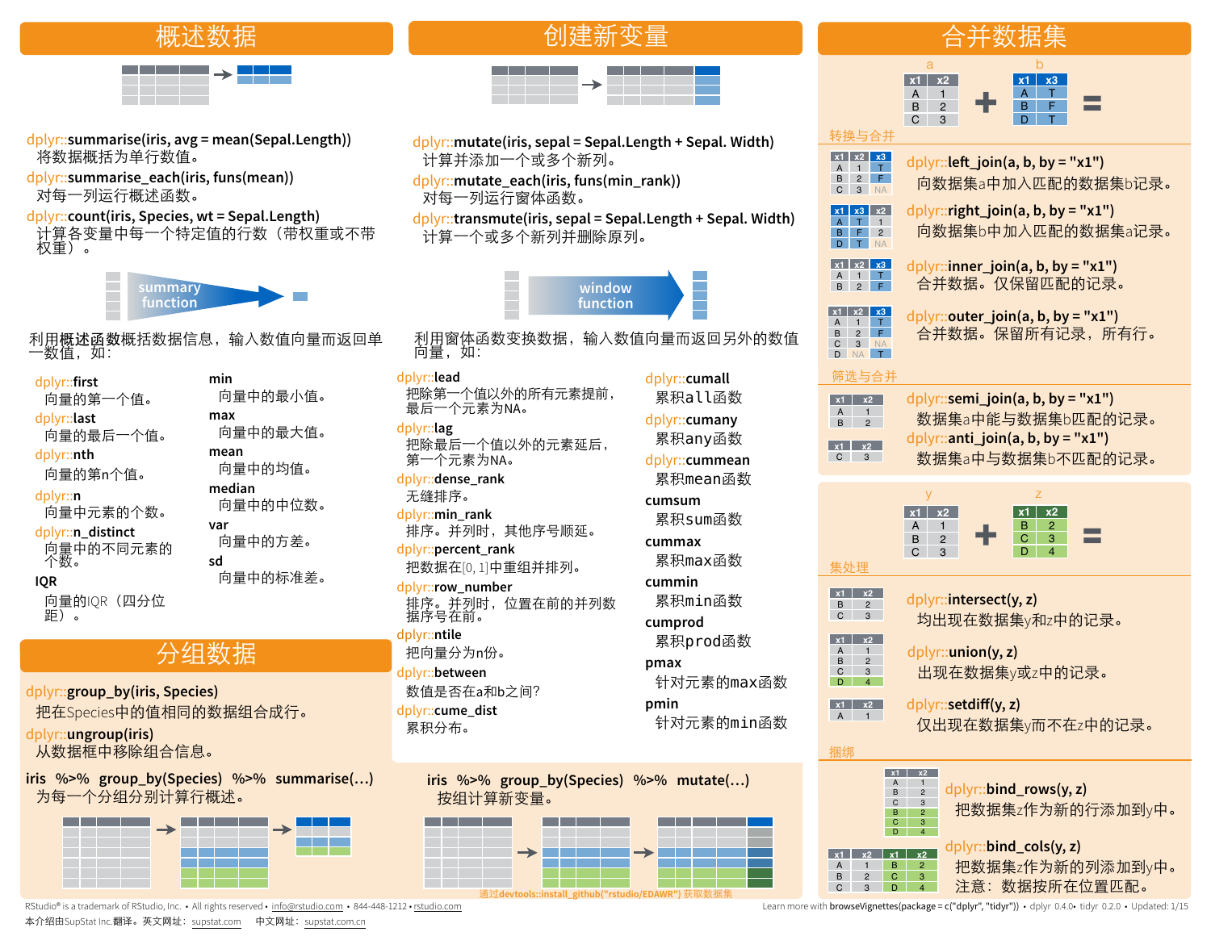# 概述数据

dplyr::**summarise(iris, avg = mean(Sepal.Length))**
将数据概括为单行数值。

dplyr::**summarise_each(iris, funs(mean))**
对每一列运行概述函数。

dplyr::**count(iris, Species, wt = Sepal.Length)**
计算各变量中每一个特定值的行数（带权重或不带权重）。

summary function

利用**概述函数**概括数据信息，输入数值向量而返回单一数值，如：

dplyr::**first**
向量的第一个值。

dplyr::**last**
向量的最后一个值。

dplyr::**nth**
向量的第n个值。

dplyr::**n**
向量中元素的个数。

dplyr::**n_distinct**
向量中的不同元素的个数。

**IQR**
向量的IQR（四分位距）。

**min**
向量中的最小值。

**max**
向量中的最大值。

**mean**
向量中的均值。

**median**
向量中的中位数。

**var**
向量中的方差。

**sd**
向量中的标准差。

# 分组数据

dplyr::**group_by(iris, Species)**
把在Species中的值相同的数据组合成行。

dplyr::**ungroup(iris)**
从数据框中移除组合信息。

**iris %>% group_by(Species) %>% summarise(…)**
为每一个分组分别计算行概述。

**iris %>% group_by(Species) %>% mutate(…)**
按组计算新变量。

通过devtools::install_github("rstudio/EDAWR") 获取数据集

# 创建新变量

dplyr::**mutate(iris, sepal = Sepal.Length + Sepal. Width)**
计算并添加一个或多个新列。

dplyr::**mutate_each(iris, funs(min_rank))**
对每一列运行窗体函数。

dplyr::**transmute(iris, sepal = Sepal.Length + Sepal. Width)**
计算一个或多个新列并删除原列。

window function

利用窗体函数变换数据，输入数值向量而返回另外的数值向量，如：

dplyr::**lead**
把除第一个值以外的所有元素提前，最后一个元素为NA。

dplyr::**lag**
把除最后一个值以外的元素延后，第一个元素为NA。

dplyr::**dense_rank**
无缝排序。

dplyr::**min_rank**
排序。并列时，其他序号顺延。

dplyr::**percent_rank**
把数据在[0, 1]中重组并排列。

dplyr::**row_number**
排序。并列时，位置在前的并列数据序号在前。

dplyr::**ntile**
把向量分为n份。

dplyr::**between**
数值是否在a和b之间?

dplyr::**cume_dist**
累积分布。

dplyr::**cumall**
累积all函数

dplyr::**cumany**
累积any函数

dplyr::**cummean**
累积mean函数

**cumsum**
累积sum函数

**cummax**
累积max函数

**cummin**
累积min函数

**cumprod**
累积prod函数

**pmax**
针对元素的max函数

**pmin**
针对元素的min函数

# 合并数据集

a

| x1 | x2 |
|---|---|
| A | 1 |
| B | 2 |
| C | 3 |

b

| x1 | x3 |
|---|---|
| A | T |
| B | F |
| D | T |

## 转换与合并

| x1 | x2 | x3 |
|---|---|---|
| A | 1 | T |
| B | 2 | F |
| C | 3 | NA |

dplyr::**left_join(a, b, by = "x1")**
向数据集a中加入匹配的数据集b记录。

| x1 | x3 | x2 |
|---|---|---|
| A | T | 1 |
| B | F | 2 |
| D | T | NA |

dplyr::**right_join(a, b, by = "x1")**
向数据集b中加入匹配的数据集a记录。

| x1 | x2 | x3 |
|---|---|---|
| A | 1 | T |
| B | 2 | F |

dplyr::**inner_join(a, b, by = "x1")**
合并数据。仅保留匹配的记录。

| x1 | x2 | x3 |
|---|---|---|
| A | 1 | T |
| B | 2 | F |
| C | 3 | NA |
| D | NA | T |

dplyr::**outer_join(a, b, by = "x1")**
合并数据。保留所有记录，所有行。

## 筛选与合并

| x1 | x2 |
|---|---|
| A | 1 |
| B | 2 |

dplyr::**semi_join(a, b, by = "x1")**
数据集a中能与数据集b匹配的记录。

| x1 | x2 |
|---|---|
| C | 3 |

dplyr::**anti_join(a, b, by = "x1")**
数据集a中与数据集b不匹配的记录。

y

| x1 | x2 |
|---|---|
| A | 1 |
| B | 2 |
| C | 3 |

z

| x1 | x2 |
|---|---|
| B | 2 |
| C | 3 |
| D | 4 |

## 集处理

| x1 | x2 |
|---|---|
| B | 2 |
| C | 3 |

dplyr::**intersect(y, z)**
均出现在数据集y和z中的记录。

| x1 | x2 |
|---|---|
| A | 1 |
| B | 2 |
| C | 3 |
| D | 4 |

dplyr::**union(y, z)**
出现在数据集y或z中的记录。

| x1 | x2 |
|---|---|
| A | 1 |

dplyr::**setdiff(y, z)**
仅出现在数据集y而不在z中的记录。

## 捆绑

| x1 | x2 |
|---|---|
| A | 1 |
| B | 2 |
| C | 3 |
| B | 2 |
| C | 3 |
| D | 4 |

dplyr::**bind_rows(y, z)**
把数据集z作为新的行添加到y中。

| x1 | x2 | x1 | x2 |
|---|---|---|---|
| A | 1 | B | 2 |
| B | 2 | C | 3 |
| C | 3 | D | 4 |

dplyr::**bind_cols(y, z)**
把数据集z作为新的列添加到y中。
注意：数据按所在位置匹配。

RStudio® is a trademark of RStudio, Inc. • All rights reserved • info@rstudio.com • 844-448-1212 • rstudio.com
本介绍由SupStat Inc.翻译。英文网址：supstat.com 中文网址：supstat.com.cn

Learn more with browseVignettes(package = c("dplyr", "tidyr")) • dplyr 0.4.0• tidyr 0.2.0 • Updated: 1/15